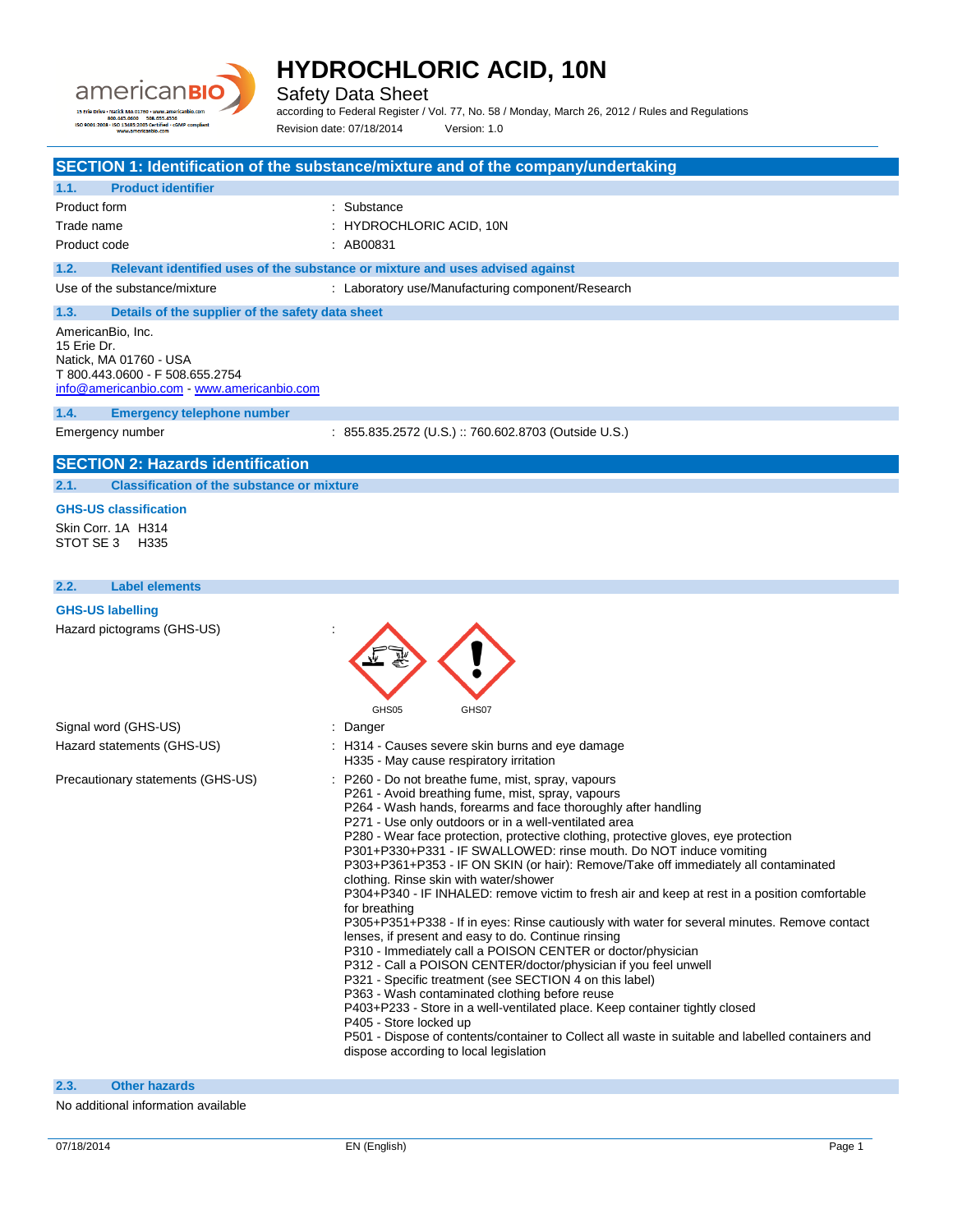# HYDROCHLORIC ACID, 10N

Safety Data Sheet

according to Federal Register / Vol. 77, No. 58 / Monday, March 26, 2012 / Rules and Regulations

Revision date: 07/18/2014     Version: 1.0

## SECTION 1: Identification of the substance/mixture and of the company/undertaking

### 1.1. Product identifier

| | |
|---|---|
| Product form | : Substance |
| Trade name | : HYDROCHLORIC ACID, 10N |
| Product code | : AB00831 |

### 1.2. Relevant identified uses of the substance or mixture and uses advised against

| | |
|---|---|
| Use of the substance/mixture | : Laboratory use/Manufacturing component/Research |

### 1.3. Details of the supplier of the safety data sheet

AmericanBio, Inc.
15 Erie Dr.
Natick, MA 01760 - USA
T 800.443.0600 - F 508.655.2754
info@americanbio.com - www.americanbio.com

### 1.4. Emergency telephone number

| | |
|---|---|
| Emergency number | : 855.835.2572 (U.S.) :: 760.602.8703 (Outside U.S.) |

## SECTION 2: Hazards identification

### 2.1. Classification of the substance or mixture

**GHS-US classification**

Skin Corr. 1A H314
STOT SE 3 H335

### 2.2. Label elements

**GHS-US labelling**

Hazard pictograms (GHS-US) :

GHS05 GHS07

Signal word (GHS-US) : Danger

Hazard statements (GHS-US) :
- H314 - Causes severe skin burns and eye damage
- H335 - May cause respiratory irritation

Precautionary statements (GHS-US) :
- P260 - Do not breathe fume, mist, spray, vapours
- P261 - Avoid breathing fume, mist, spray, vapours
- P264 - Wash hands, forearms and face thoroughly after handling
- P271 - Use only outdoors or in a well-ventilated area
- P280 - Wear face protection, protective clothing, protective gloves, eye protection
- P301+P330+P331 - IF SWALLOWED: rinse mouth. Do NOT induce vomiting
- P303+P361+P353 - IF ON SKIN (or hair): Remove/Take off immediately all contaminated clothing. Rinse skin with water/shower
- P304+P340 - IF INHALED: remove victim to fresh air and keep at rest in a position comfortable for breathing
- P305+P351+P338 - If in eyes: Rinse cautiously with water for several minutes. Remove contact lenses, if present and easy to do. Continue rinsing
- P310 - Immediately call a POISON CENTER or doctor/physician
- P312 - Call a POISON CENTER/doctor/physician if you feel unwell
- P321 - Specific treatment (see SECTION 4 on this label)
- P363 - Wash contaminated clothing before reuse
- P403+P233 - Store in a well-ventilated place. Keep container tightly closed
- P405 - Store locked up
- P501 - Dispose of contents/container to Collect all waste in suitable and labelled containers and dispose according to local legislation

### 2.3. Other hazards

No additional information available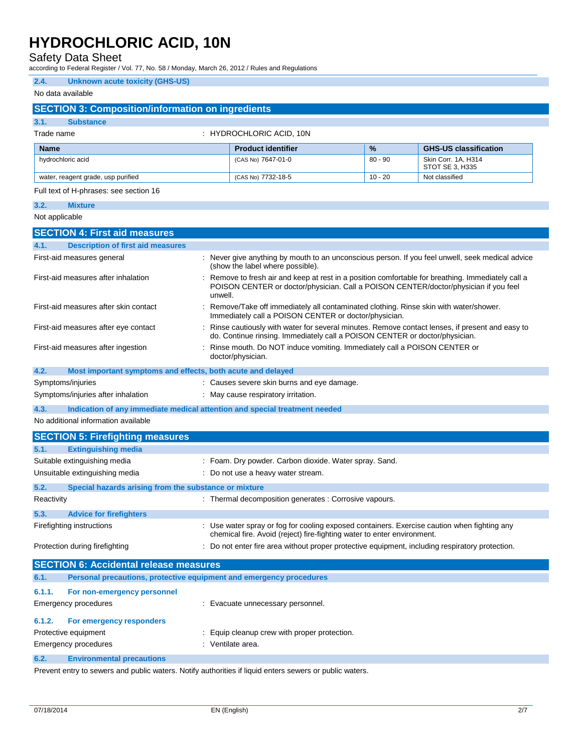### 2.4. Unknown acute toxicity (GHS-US)

No data available

## SECTION 3: Composition/information on ingredients

### 3.1. Substance

Trade name : HYDROCHLORIC ACID, 10N

| Name | Product identifier | % | GHS-US classification |
|---|---|---|---|
| hydrochloric acid | (CAS No) 7647-01-0 | 80 - 90 | Skin Corr. 1A, H314<br>STOT SE 3, H335 |
| water, reagent grade, usp purified | (CAS No) 7732-18-5 | 10 - 20 | Not classified |

Full text of H-phrases: see section 16

### 3.2. Mixture

Not applicable

## SECTION 4: First aid measures

### 4.1. Description of first aid measures

First-aid measures general : Never give anything by mouth to an unconscious person. If you feel unwell, seek medical advice (show the label where possible).

First-aid measures after inhalation : Remove to fresh air and keep at rest in a position comfortable for breathing. Immediately call a POISON CENTER or doctor/physician. Call a POISON CENTER/doctor/physician if you feel unwell.

First-aid measures after skin contact : Remove/Take off immediately all contaminated clothing. Rinse skin with water/shower. Immediately call a POISON CENTER or doctor/physician.

First-aid measures after eye contact : Rinse cautiously with water for several minutes. Remove contact lenses, if present and easy to do. Continue rinsing. Immediately call a POISON CENTER or doctor/physician.

First-aid measures after ingestion : Rinse mouth. Do NOT induce vomiting. Immediately call a POISON CENTER or doctor/physician.

### 4.2. Most important symptoms and effects, both acute and delayed

Symptoms/injuries : Causes severe skin burns and eye damage.

Symptoms/injuries after inhalation : May cause respiratory irritation.

### 4.3. Indication of any immediate medical attention and special treatment needed

No additional information available

## SECTION 5: Firefighting measures

### 5.1. Extinguishing media

Suitable extinguishing media : Foam. Dry powder. Carbon dioxide. Water spray. Sand.

Unsuitable extinguishing media : Do not use a heavy water stream.

### 5.2. Special hazards arising from the substance or mixture

Reactivity : Thermal decomposition generates : Corrosive vapours.

### 5.3. Advice for firefighters

Firefighting instructions : Use water spray or fog for cooling exposed containers. Exercise caution when fighting any chemical fire. Avoid (reject) fire-fighting water to enter environment.

Protection during firefighting : Do not enter fire area without proper protective equipment, including respiratory protection.

## SECTION 6: Accidental release measures

### 6.1. Personal precautions, protective equipment and emergency procedures

#### 6.1.1. For non-emergency personnel

Emergency procedures : Evacuate unnecessary personnel.

#### 6.1.2. For emergency responders

Protective equipment : Equip cleanup crew with proper protection.

Emergency procedures : Ventilate area.

### 6.2. Environmental precautions

Prevent entry to sewers and public waters. Notify authorities if liquid enters sewers or public waters.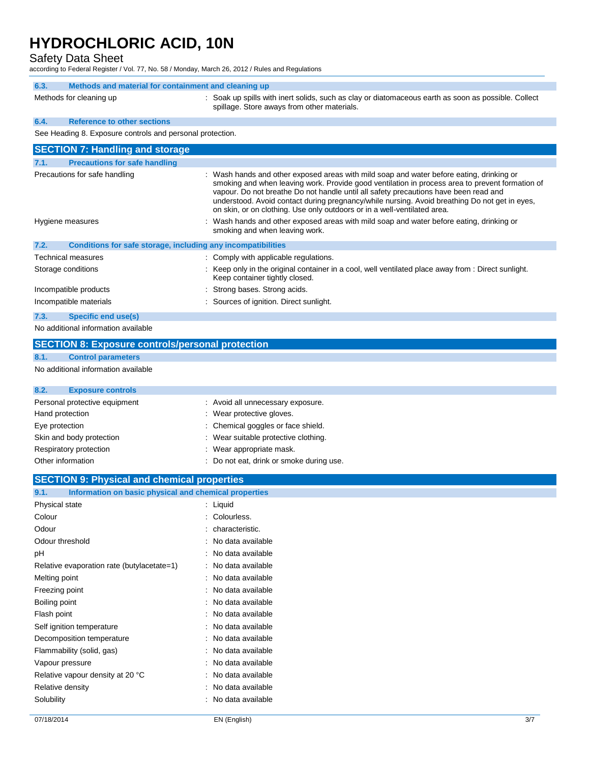### 6.3. Methods and material for containment and cleaning up

| | |
|---|---|
| Methods for cleaning up | : Soak up spills with inert solids, such as clay or diatomaceous earth as soon as possible. Collect spillage. Store aways from other materials. |

### 6.4. Reference to other sections

See Heading 8. Exposure controls and personal protection.

## SECTION 7: Handling and storage

### 7.1. Precautions for safe handling

| | |
|---|---|
| Precautions for safe handling | : Wash hands and other exposed areas with mild soap and water before eating, drinking or smoking and when leaving work. Provide good ventilation in process area to prevent formation of vapour. Do not breathe Do not handle until all safety precautions have been read and understood. Avoid contact during pregnancy/while nursing. Avoid breathing Do not get in eyes, on skin, or on clothing. Use only outdoors or in a well-ventilated area. |
| Hygiene measures | : Wash hands and other exposed areas with mild soap and water before eating, drinking or smoking and when leaving work. |

### 7.2. Conditions for safe storage, including any incompatibilities

| | |
|---|---|
| Technical measures | : Comply with applicable regulations. |
| Storage conditions | : Keep only in the original container in a cool, well ventilated place away from : Direct sunlight. Keep container tightly closed. |
| Incompatible products | : Strong bases. Strong acids. |
| Incompatible materials | : Sources of ignition. Direct sunlight. |

### 7.3. Specific end use(s)

No additional information available

## SECTION 8: Exposure controls/personal protection

### 8.1. Control parameters

No additional information available

### 8.2. Exposure controls

| | |
|---|---|
| Personal protective equipment | : Avoid all unnecessary exposure. |
| Hand protection | : Wear protective gloves. |
| Eye protection | : Chemical goggles or face shield. |
| Skin and body protection | : Wear suitable protective clothing. |
| Respiratory protection | : Wear appropriate mask. |
| Other information | : Do not eat, drink or smoke during use. |

## SECTION 9: Physical and chemical properties

### 9.1. Information on basic physical and chemical properties

| | |
|---|---|
| Physical state | : Liquid |
| Colour | : Colourless. |
| Odour | : characteristic. |
| Odour threshold | : No data available |
| pH | : No data available |
| Relative evaporation rate (butylacetate=1) | : No data available |
| Melting point | : No data available |
| Freezing point | : No data available |
| Boiling point | : No data available |
| Flash point | : No data available |
| Self ignition temperature | : No data available |
| Decomposition temperature | : No data available |
| Flammability (solid, gas) | : No data available |
| Vapour pressure | : No data available |
| Relative vapour density at 20 °C | : No data available |
| Relative density | : No data available |
| Solubility | : No data available |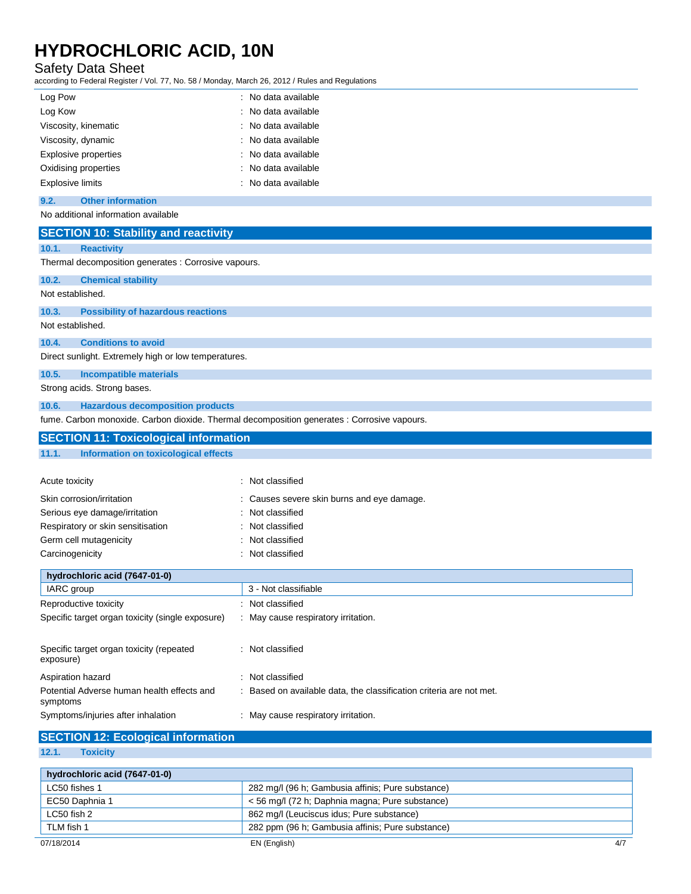| | |
|---|---|
| Log Pow | : No data available |
| Log Kow | : No data available |
| Viscosity, kinematic | : No data available |
| Viscosity, dynamic | : No data available |
| Explosive properties | : No data available |
| Oxidising properties | : No data available |
| Explosive limits | : No data available |

### 9.2. Other information

No additional information available

## SECTION 10: Stability and reactivity

### 10.1. Reactivity

Thermal decomposition generates : Corrosive vapours.

### 10.2. Chemical stability

Not established.

### 10.3. Possibility of hazardous reactions

Not established.

### 10.4. Conditions to avoid

Direct sunlight. Extremely high or low temperatures.

### 10.5. Incompatible materials

Strong acids. Strong bases.

### 10.6. Hazardous decomposition products

fume. Carbon monoxide. Carbon dioxide. Thermal decomposition generates : Corrosive vapours.

## SECTION 11: Toxicological information

### 11.1. Information on toxicological effects

| | |
|---|---|
| Acute toxicity | : Not classified |
| Skin corrosion/irritation | : Causes severe skin burns and eye damage. |
| Serious eye damage/irritation | : Not classified |
| Respiratory or skin sensitisation | : Not classified |
| Germ cell mutagenicity | : Not classified |
| Carcinogenicity | : Not classified |

| hydrochloric acid (7647-01-0) | |
|---|---|
| IARC group | 3 - Not classifiable |

| | |
|---|---|
| Reproductive toxicity | : Not classified |
| Specific target organ toxicity (single exposure) | : May cause respiratory irritation. |
| Specific target organ toxicity (repeated exposure) | : Not classified |
| Aspiration hazard | : Not classified |
| Potential Adverse human health effects and symptoms | : Based on available data, the classification criteria are not met. |
| Symptoms/injuries after inhalation | : May cause respiratory irritation. |

## SECTION 12: Ecological information

### 12.1. Toxicity

| hydrochloric acid (7647-01-0) | |
|---|---|
| LC50 fishes 1 | 282 mg/l (96 h; Gambusia affinis; Pure substance) |
| EC50 Daphnia 1 | < 56 mg/l (72 h; Daphnia magna; Pure substance) |
| LC50 fish 2 | 862 mg/l (Leuciscus idus; Pure substance) |
| TLM fish 1 | 282 ppm (96 h; Gambusia affinis; Pure substance) |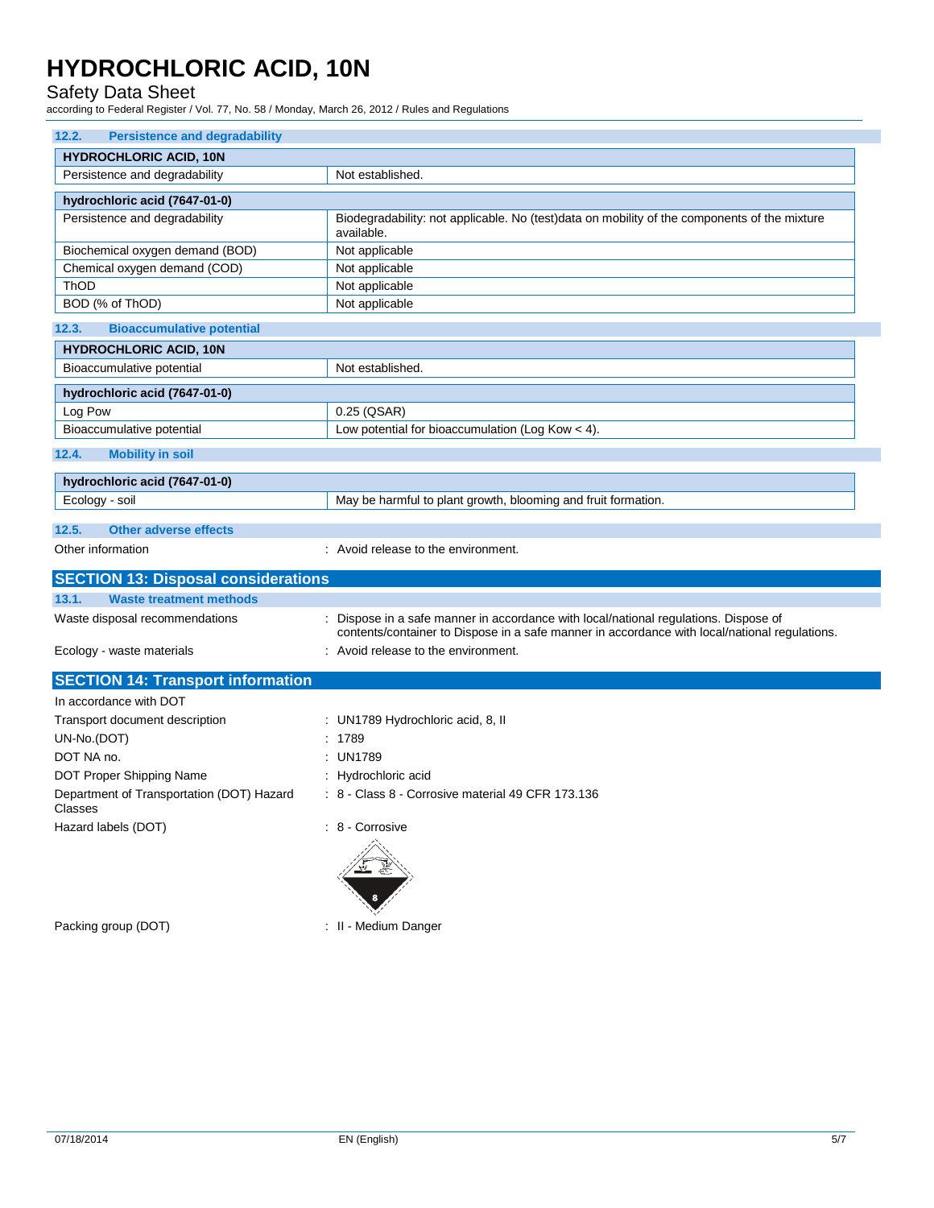### 12.2. Persistence and degradability

| HYDROCHLORIC ACID, 10N | |
|---|---|
| Persistence and degradability | Not established. |

| hydrochloric acid (7647-01-0) | |
|---|---|
| Persistence and degradability | Biodegradability: not applicable. No (test)data on mobility of the components of the mixture available. |
| Biochemical oxygen demand (BOD) | Not applicable |
| Chemical oxygen demand (COD) | Not applicable |
| ThOD | Not applicable |
| BOD (% of ThOD) | Not applicable |

### 12.3. Bioaccumulative potential

| HYDROCHLORIC ACID, 10N | |
|---|---|
| Bioaccumulative potential | Not established. |

| hydrochloric acid (7647-01-0) | |
|---|---|
| Log Pow | 0.25 (QSAR) |
| Bioaccumulative potential | Low potential for bioaccumulation (Log Kow < 4). |

### 12.4. Mobility in soil

| hydrochloric acid (7647-01-0) | |
|---|---|
| Ecology - soil | May be harmful to plant growth, blooming and fruit formation. |

### 12.5. Other adverse effects

Other information : Avoid release to the environment.

## SECTION 13: Disposal considerations

### 13.1. Waste treatment methods

Waste disposal recommendations : Dispose in a safe manner in accordance with local/national regulations. Dispose of contents/container to Dispose in a safe manner in accordance with local/national regulations.

Ecology - waste materials : Avoid release to the environment.

## SECTION 14: Transport information

In accordance with DOT

Transport document description : UN1789 Hydrochloric acid, 8, II

UN-No.(DOT) : 1789

DOT NA no. : UN1789

DOT Proper Shipping Name : Hydrochloric acid

Department of Transportation (DOT) Hazard Classes : 8 - Class 8 - Corrosive material 49 CFR 173.136

Hazard labels (DOT) : 8 - Corrosive

Packing group (DOT) : II - Medium Danger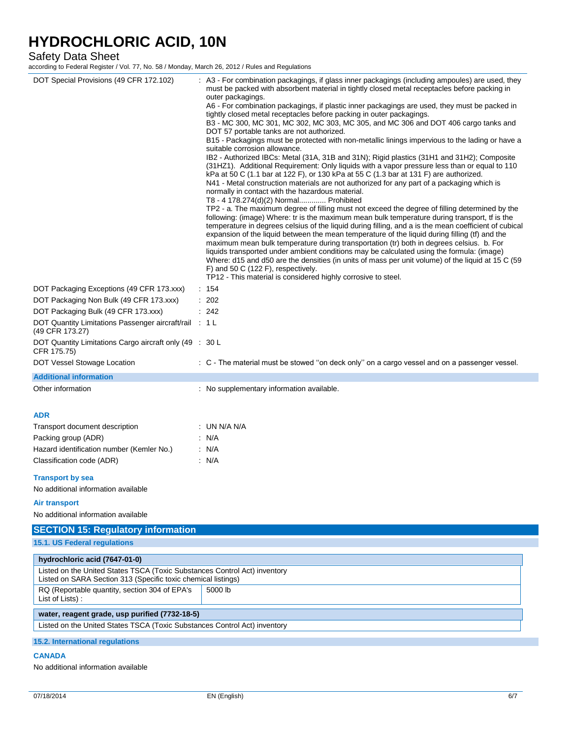| | |
|---|---|
| DOT Special Provisions (49 CFR 172.102) | : A3 - For combination packagings, if glass inner packagings (including ampoules) are used, they must be packed with absorbent material in tightly closed metal receptacles before packing in outer packagings.<br>A6 - For combination packagings, if plastic inner packagings are used, they must be packed in tightly closed metal receptacles before packing in outer packagings.<br>B3 - MC 300, MC 301, MC 302, MC 303, MC 305, and MC 306 and DOT 406 cargo tanks and DOT 57 portable tanks are not authorized.<br>B15 - Packagings must be protected with non-metallic linings impervious to the lading or have a suitable corrosion allowance.<br>IB2 - Authorized IBCs: Metal (31A, 31B and 31N); Rigid plastics (31H1 and 31H2); Composite (31HZ1). Additional Requirement: Only liquids with a vapor pressure less than or equal to 110 kPa at 50 C (1.1 bar at 122 F), or 130 kPa at 55 C (1.3 bar at 131 F) are authorized.<br>N41 - Metal construction materials are not authorized for any part of a packaging which is normally in contact with the hazardous material.<br>T8 - 4 178.274(d)(2) Normal............. Prohibited<br>TP2 - a. The maximum degree of filling must not exceed the degree of filling determined by the following: (image) Where: tr is the maximum mean bulk temperature during transport, tf is the temperature in degrees celsius of the liquid during filling, and a is the mean coefficient of cubical expansion of the liquid between the mean temperature of the liquid during filling (tf) and the maximum mean bulk temperature during transportation (tr) both in degrees celsius. b. For liquids transported under ambient conditions may be calculated using the formula: (image) Where: d15 and d50 are the densities (in units of mass per unit volume) of the liquid at 15 C (59 F) and 50 C (122 F), respectively.<br>TP12 - This material is considered highly corrosive to steel. |
| DOT Packaging Exceptions (49 CFR 173.xxx) | : 154 |
| DOT Packaging Non Bulk (49 CFR 173.xxx) | : 202 |
| DOT Packaging Bulk (49 CFR 173.xxx) | : 242 |
| DOT Quantity Limitations Passenger aircraft/rail (49 CFR 173.27) | : 1 L |
| DOT Quantity Limitations Cargo aircraft only (49 CFR 175.75) | : 30 L |
| DOT Vessel Stowage Location | : C - The material must be stowed ''on deck only'' on a cargo vessel and on a passenger vessel. |

**Additional information**

Other information : No supplementary information available.

**ADR**

| | |
|---|---|
| Transport document description | : UN N/A N/A |
| Packing group (ADR) | : N/A |
| Hazard identification number (Kemler No.) | : N/A |
| Classification code (ADR) | : N/A |

**Transport by sea**

No additional information available

**Air transport**

No additional information available

## SECTION 15: Regulatory information

### 15.1. US Federal regulations

| hydrochloric acid (7647-01-0) | |
|---|---|
| Listed on the United States TSCA (Toxic Substances Control Act) inventory<br>Listed on SARA Section 313 (Specific toxic chemical listings) | |
| RQ (Reportable quantity, section 304 of EPA's List of Lists) : | 5000 lb |

| water, reagent grade, usp purified (7732-18-5) |
|---|
| Listed on the United States TSCA (Toxic Substances Control Act) inventory |

### 15.2. International regulations

**CANADA**

No additional information available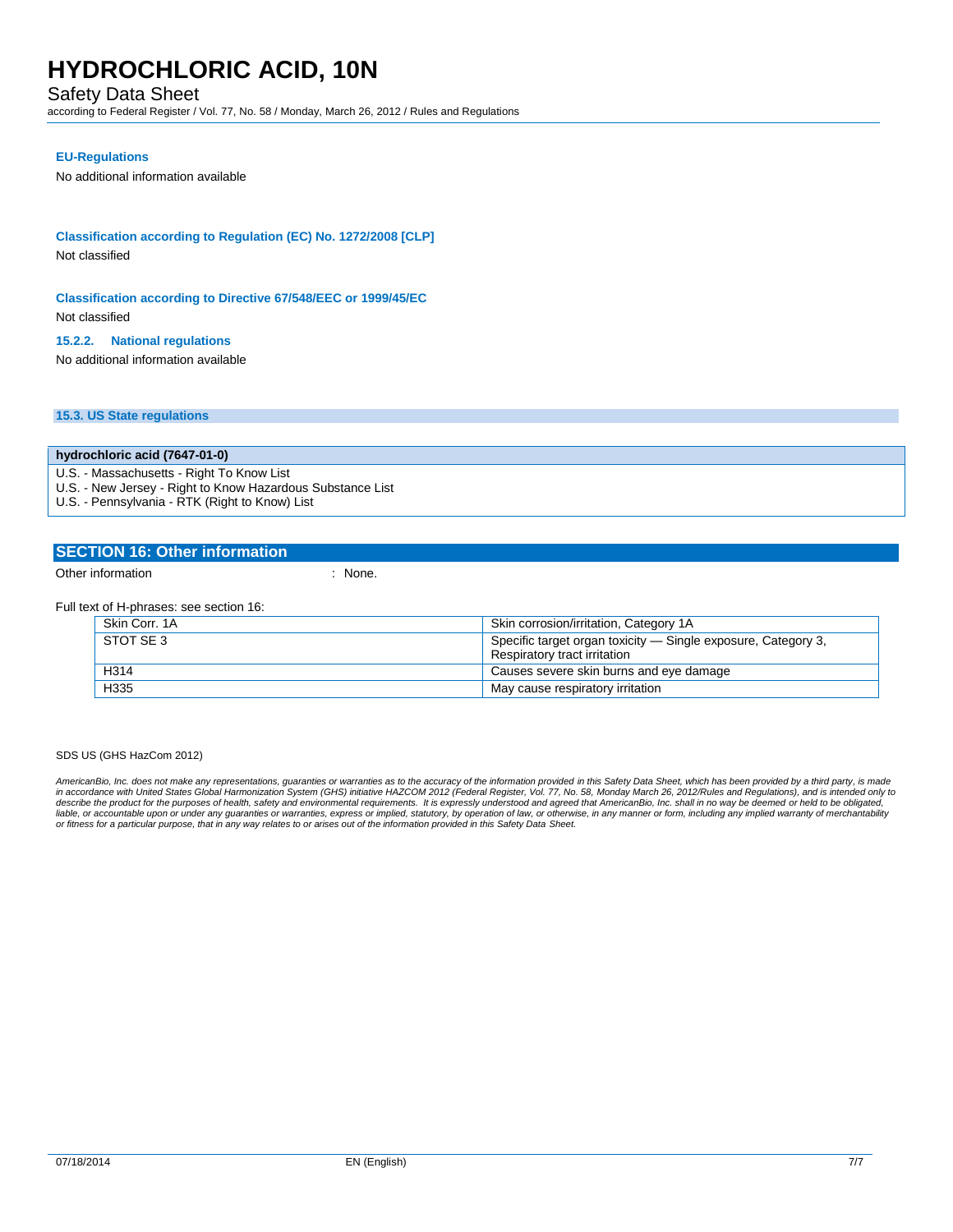#### EU-Regulations

No additional information available

#### Classification according to Regulation (EC) No. 1272/2008 [CLP]

Not classified

#### Classification according to Directive 67/548/EEC or 1999/45/EC

Not classified

#### 15.2.2. National regulations

No additional information available

### 15.3. US State regulations

| hydrochloric acid (7647-01-0) |
|---|
| U.S. - Massachusetts - Right To Know List<br>U.S. - New Jersey - Right to Know Hazardous Substance List<br>U.S. - Pennsylvania - RTK (Right to Know) List |

## SECTION 16: Other information

Other information : None.

Full text of H-phrases: see section 16:

| | |
|---|---|
| Skin Corr. 1A | Skin corrosion/irritation, Category 1A |
| STOT SE 3 | Specific target organ toxicity — Single exposure, Category 3, Respiratory tract irritation |
| H314 | Causes severe skin burns and eye damage |
| H335 | May cause respiratory irritation |

SDS US (GHS HazCom 2012)

*AmericanBio, Inc. does not make any representations, guaranties or warranties as to the accuracy of the information provided in this Safety Data Sheet, which has been provided by a third party, is made in accordance with United States Global Harmonization System (GHS) initiative HAZCOM 2012 (Federal Register, Vol. 77, No. 58, Monday March 26, 2012/Rules and Regulations), and is intended only to describe the product for the purposes of health, safety and environmental requirements. It is expressly understood and agreed that AmericanBio, Inc. shall in no way be deemed or held to be obligated, liable, or accountable upon or under any guaranties or warranties, express or implied, statutory, by operation of law, or otherwise, in any manner or form, including any implied warranty of merchantability or fitness for a particular purpose, that in any way relates to or arises out of the information provided in this Safety Data Sheet.*